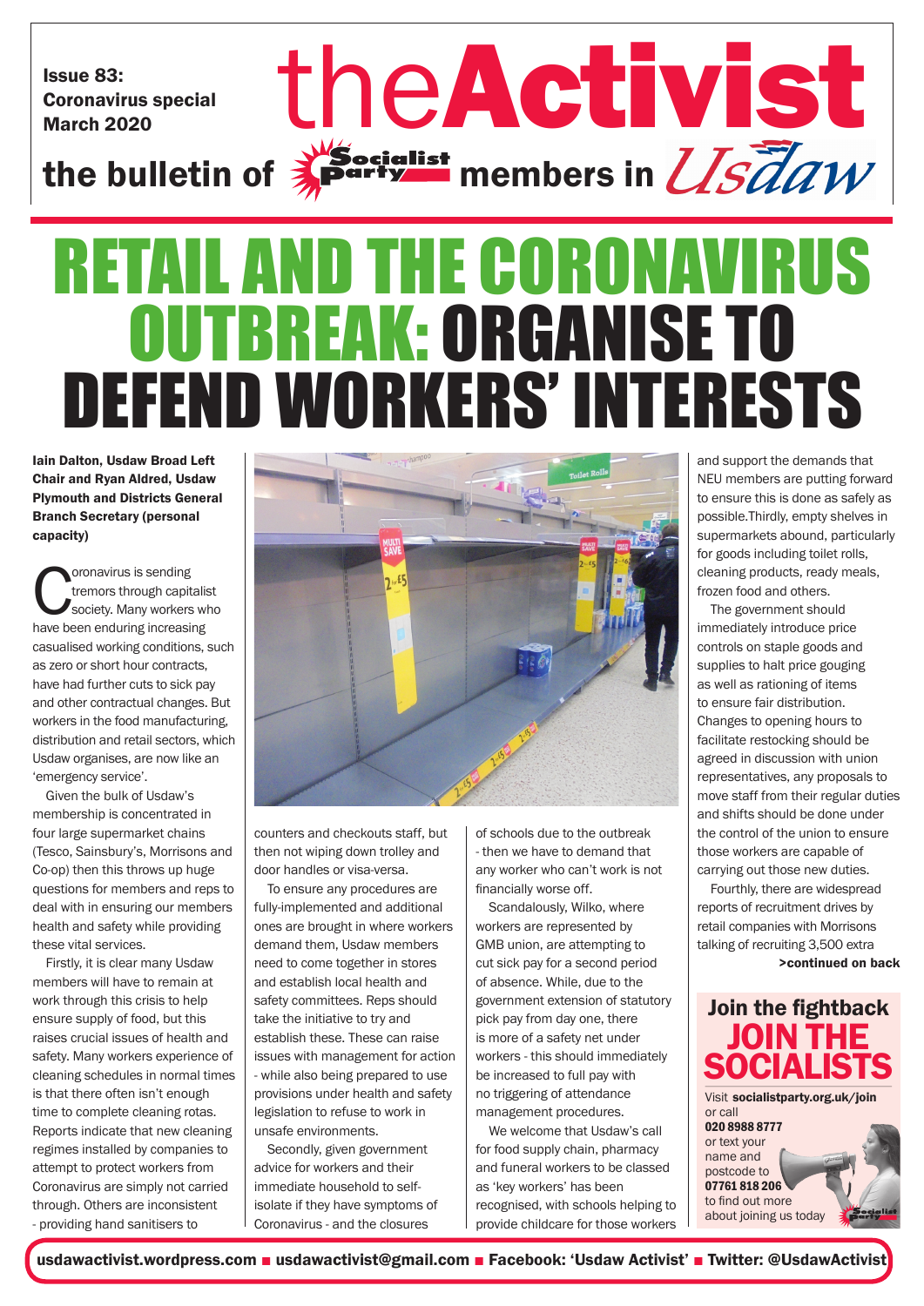Issue 83: Coronavirus special March 2020

# theActivist

the bulletin of Socialist Party members in Usdaw

# RETAIL AND THE CORONAVIRUS OUTBREAK: ORGANISE TO DEFEND WORKERS' INTERESTS

**Iain Dalton, Usdaw Broad Left Chair and Ryan Aldred, Usdaw Plymouth and Districts General Branch Secretary (personal capacity)**

Coronavirus is sending tremors through capitalist society. Many workers who have been enduring increasing casualised working conditions, such as zero or short hour contracts, have had further cuts to sick pay and other contractual changes. But workers in the food manufacturing, distribution and retail sectors, which Usdaw organises, are now like an 'emergency service'.

Given the bulk of Usdaw's membership is concentrated in four large supermarket chains (Tesco, Sainsbury's, Morrisons and Co-op) then this throws up huge questions for members and reps to deal with in ensuring our members health and safety while providing these vital services.

Firstly, it is clear many Usdaw members will have to remain at work through this crisis to help ensure supply of food, but this raises crucial issues of health and safety. Many workers experience of cleaning schedules in normal times is that there often isn't enough time to complete cleaning rotas. Reports indicate that new cleaning regimes installed by companies to attempt to protect workers from Coronavirus are simply not carried through. Others are inconsistent - providing hand sanitisers to counters and checkouts staff, but then not wiping down trolley and door handles or visa-versa.

To ensure any procedures are fully-implemented and additional ones are brought in where workers demand them, Usdaw members need to come together in stores and establish local health and safety committees. Reps should take the initiative to try and establish these. These can raise issues with management for action - while also being prepared to use provisions under health and safety legislation to refuse to work in unsafe environments.

Secondly, given government advice for workers and their immediate household to self-isolate if they have symptoms of Coronavirus - and the closures of schools due to the outbreak - then we have to demand that any worker who can't work is not financially worse off.

Scandalously, Wilko, where workers are represented by GMB union, are attempting to cut sick pay for a second period of absence. While, due to the government extension of statutory pick pay from day one, there is more of a safety net under workers - this should immediately be increased to full pay with no triggering of attendance management procedures.

We welcome that Usdaw's call for food supply chain, pharmacy and funeral workers to be classed as 'key workers' has been recognised, with schools helping to provide childcare for those workers and support the demands that NEU members are putting forward to ensure this is done as safely as possible.Thirdly, empty shelves in supermarkets abound, particularly for goods including toilet rolls, cleaning products, ready meals, frozen food and others.

The government should immediately introduce price controls on staple goods and supplies to halt price gouging as well as rationing of items to ensure fair distribution. Changes to opening hours to facilitate restocking should be agreed in discussion with union representatives, any proposals to move staff from their regular duties and shifts should be done under the control of the union to ensure those workers are capable of carrying out those new duties.

Fourthly, there are widespread reports of recruitment drives by retail companies with Morrisons talking of recruiting 3,500 extra

**>continued on back**

## Join the fightback
## JOIN THE SOCIALISTS

Visit **socialistparty.org.uk/join** or call **020 8988 8777** or text your name and postcode to **07761 818 206** to find out more about joining us today

**usdawactivist.wordpress.com ■ usdawactivist@gmail.com ■ Facebook: 'Usdaw Activist' ■ Twitter: @UsdawActivist**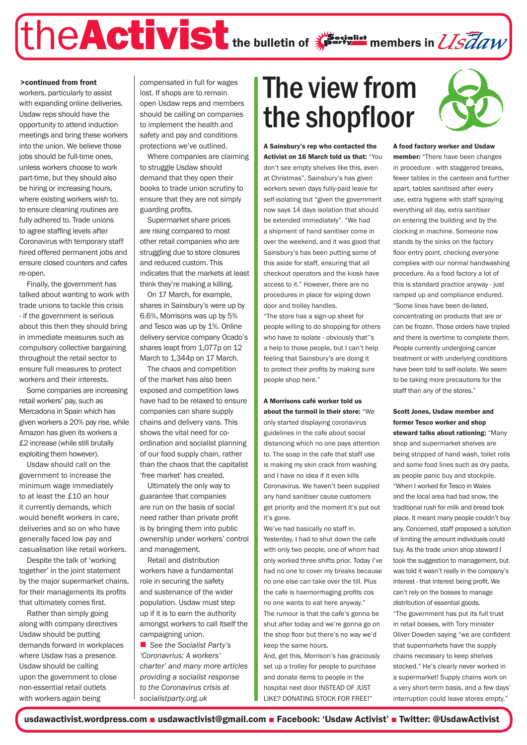**>continued from front**

workers, particularly to assist with expanding online deliveries. Usdaw reps should have the opportunity to attend induction meetings and bring these workers into the union. We believe those jobs should be full-time ones, unless workers choose to work part-time, but they should also be hiring or increasing hours, where existing workers wish to, to ensure cleaning routines are fully adhered to. Trade unions to agree staffing levels after Coronavirus with temporary staff hired offered permanent jobs and ensure closed counters and cafes re-open.

Finally, the government has talked about wanting to work with trade unions to tackle this crisis - if the government is serious about this then they should bring in immediate measures such as compulsory collective bargaining throughout the retail sector to ensure full measures to protect workers and their interests.

Some companies are increasing retail workers' pay, such as Mercadona in Spain which has given workers a 20% pay rise, while Amazon has given its workers a £2 increase (while still brutally exploiting them however).

Usdaw should call on the government to increase the minimum wage immediately to at least the £10 an hour it currently demands, which would benefit workers in care, deliveries and so on who have generally faced low pay and casualisation like retail workers.

Despite the talk of 'working together' in the joint statement by the major supermarket chains, for their managements its profits that ultimately comes first.

Rather than simply going along with company directives Usdaw should be putting demands forward in workplaces where Usdaw has a presence. Usdaw should be calling upon the government to close non-essential retail outlets with workers again being compensated in full for wages lost. If shops are to remain open Usdaw reps and members should be calling on companies to implement the health and safety and pay and conditions protections we've outlined.

Where companies are claiming to struggle Usdaw should demand that they open their books to trade union scrutiny to ensure that they are not simply guarding profits.

Supermarket share prices are rising compared to most other retail companies who are struggling due to store closures and reduced custom. This indicates that the markets at least think they're making a killing.

On 17 March, for example, shares in Sainsbury's were up by 6.6%, Morrisons was up by 5% and Tesco was up by 1%. Online delivery service company Ocado's shares leapt from 1,077p on 12 March to 1,344p on 17 March.

The chaos and competition of the market has also been exposed and competition laws have had to be relaxed to ensure companies can share supply chains and delivery vans. This shows the vital need for co-ordination and socialist planning of our food supply chain, rather than the chaos that the capitalist 'free market' has created.

Ultimately the only way to guarantee that companies are run on the basis of social need rather than private profit is by bringing them into public ownership under workers' control and management.

Retail and distribution workers have a fundamental role in securing the safety and sustenance of the wider population. Usdaw must step up if it is to earn the authority amongst workers to call itself the campaigning union.

■ *See the Socialist Party's 'Coronavirus: A workers' charter' and many more articles providing a socialist response to the Coronavirus crisis at socialistparty.org.uk*

# The view from the shopfloor

**A Sainsbury's rep who contacted the Activist on 16 March told us that:** "You don't see empty shelves like this, even at Christmas". Sainsbury's has given workers seven days fully-paid leave for self-isolating but "given the government now says 14 days isolation that should be extended immediately". "We had a shipment of hand sanitiser come in over the weekend, and it was good that Sainsbury's has been putting some of this aside for staff, ensuring that all checkout operators and the kiosk have access to it." However, there are no procedures in place for wiping down door and trolley handles.

"The store has a sign-up sheet for people willing to do shopping for others who have to isolate - obviously that''s a help to those people, but I can't help feeling that Sainsbury's are doing it to protect their profits by making sure people shop here."

**A Morrisons café worker told us about the turmoil in their store:** "We only started displaying coronavirus guidelines in the cafe about social distancing which no one pays attention to. The soap in the cafe that staff use is making my skin crack from washing and I have no idea if it even kills Coronavirus. We haven't been supplied any hand sanitiser cause customers get priority and the moment it's put out it's gone.

We've had basically no staff in. Yesterday, I had to shut down the cafe with only two people, one of whom had only worked three shifts prior. Today I've had no one to cover my breaks because no one else can take over the till. Plus the cafe is haemorrhaging profits cos no one wants to eat here anyway."

The rumour is that the café's gonna be shut after today and we're gonna go on the shop floor but there's no way we'd keep the same hours.

And, get this, Morrison's has graciously set up a trolley for people to purchase and donate items to people in the hospital next door INSTEAD OF JUST LIKE? DONATING STOCK FOR FREE!"

**A food factory worker and Usdaw member:** "There have been changes in procedure - with staggered breaks, fewer tables in the canteen and further apart, tables sanitised after every use, extra hygiene with staff spraying everything all day, extra sanitiser on entering the building and by the clocking in machine. Someone now stands by the sinks on the factory floor entry point, checking everyone complies with our normal handwashing procedure. As a food factory a lot of this is standard practice anyway - just ramped up and compliance endured.

"Some lines have been de-listed, concentrating on products that are or can be frozen. Those orders have tripled and there is overtime to complete them. People currently undergoing cancer treatment or with underlying conditions have been told to self-isolate. We seem to be taking more precautions for the staff than any of the stores."

**Scott Jones, Usdaw member and former Tesco worker and shop steward talks about rationing:** "Many shop and supermarket shelves are being stripped of hand wash, toilet rolls and some food lines such as dry pasta, as people panic buy and stockpile.

"When I worked for Tesco in Wales and the local area had bad snow, the traditional rush for milk and bread took place. It meant many people couldn't buy any. Concerned, staff proposed a solution of limiting the amount individuals could buy. As the trade union shop steward I took the suggestion to management, but was told it wasn't really in the company's interest - that interest being profit. We can't rely on the bosses to manage distribution of essential goods.

"The government has put its full trust in retail bosses, with Tory minister Oliver Dowden saying "we are confident that supermarkets have the supply chains necessary to keep shelves stocked." He's clearly never worked in a supermarket! Supply chains work on a very short-term basis, and a few days' interruption could leave stores empty."

usdawactivist.wordpress.com ■ usdawactivist@gmail.com ■ Facebook: 'Usdaw Activist' ■ Twitter: @UsdawActivist